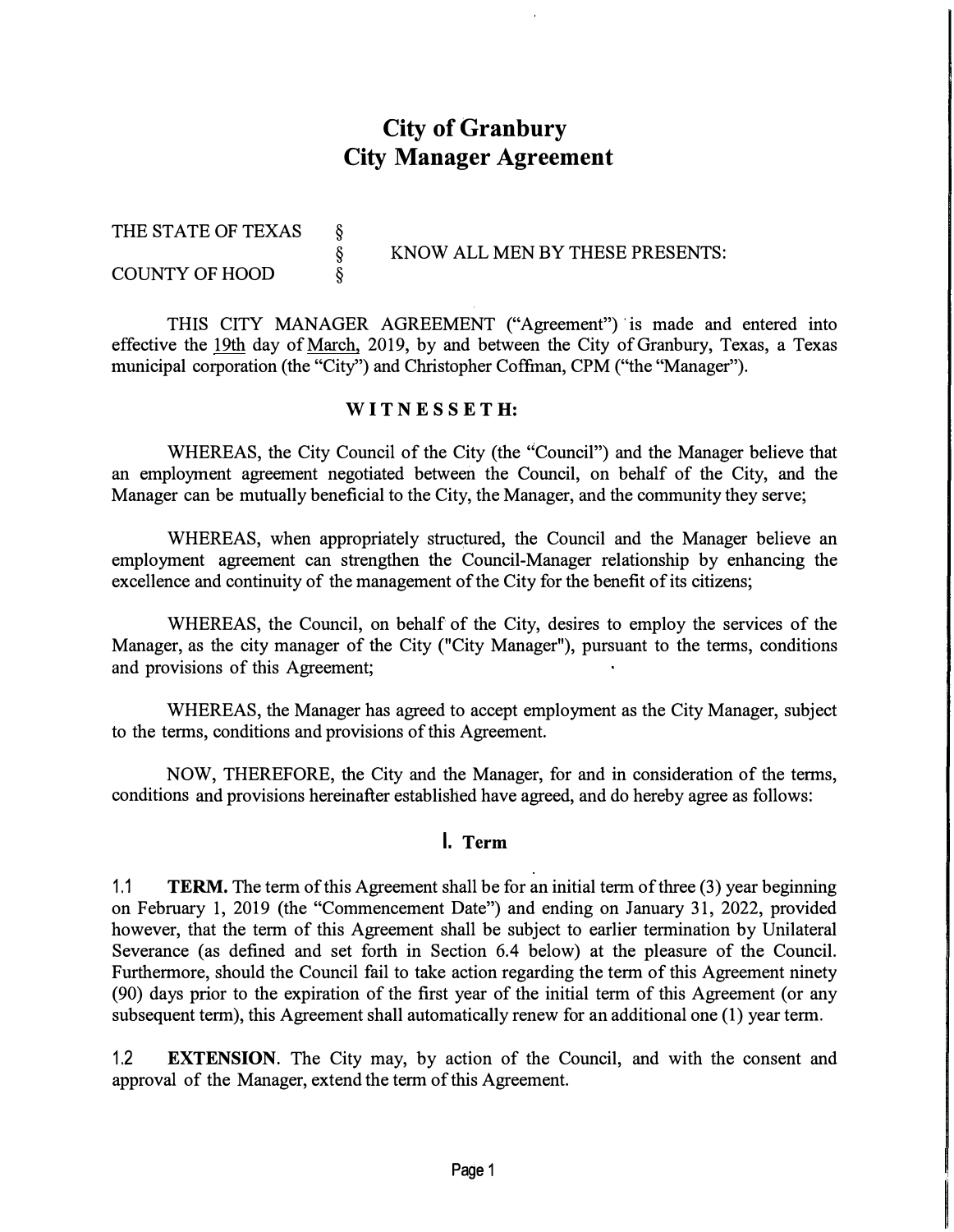# City of Granbury
# City Manager Agreement

THE STATE OF TEXAS §
§ KNOW ALL MEN BY THESE PRESENTS:
COUNTY OF HOOD §

THIS CITY MANAGER AGREEMENT ("Agreement") is made and entered into effective the 19th day of March, 2019, by and between the City of Granbury, Texas, a Texas municipal corporation (the "City") and Christopher Coffman, CPM ("the "Manager").

**WITNESSETH:**

WHEREAS, the City Council of the City (the "Council") and the Manager believe that an employment agreement negotiated between the Council, on behalf of the City, and the Manager can be mutually beneficial to the City, the Manager, and the community they serve;

WHEREAS, when appropriately structured, the Council and the Manager believe an employment agreement can strengthen the Council-Manager relationship by enhancing the excellence and continuity of the management of the City for the benefit of its citizens;

WHEREAS, the Council, on behalf of the City, desires to employ the services of the Manager, as the city manager of the City ("City Manager"), pursuant to the terms, conditions and provisions of this Agreement;

WHEREAS, the Manager has agreed to accept employment as the City Manager, subject to the terms, conditions and provisions of this Agreement.

NOW, THEREFORE, the City and the Manager, for and in consideration of the terms, conditions and provisions hereinafter established have agreed, and do hereby agree as follows:

## I. Term

1.1 **TERM.** The term of this Agreement shall be for an initial term of three (3) year beginning on February 1, 2019 (the "Commencement Date") and ending on January 31, 2022, provided however, that the term of this Agreement shall be subject to earlier termination by Unilateral Severance (as defined and set forth in Section 6.4 below) at the pleasure of the Council. Furthermore, should the Council fail to take action regarding the term of this Agreement ninety (90) days prior to the expiration of the first year of the initial term of this Agreement (or any subsequent term), this Agreement shall automatically renew for an additional one (1) year term.

1.2 **EXTENSION**. The City may, by action of the Council, and with the consent and approval of the Manager, extend the term of this Agreement.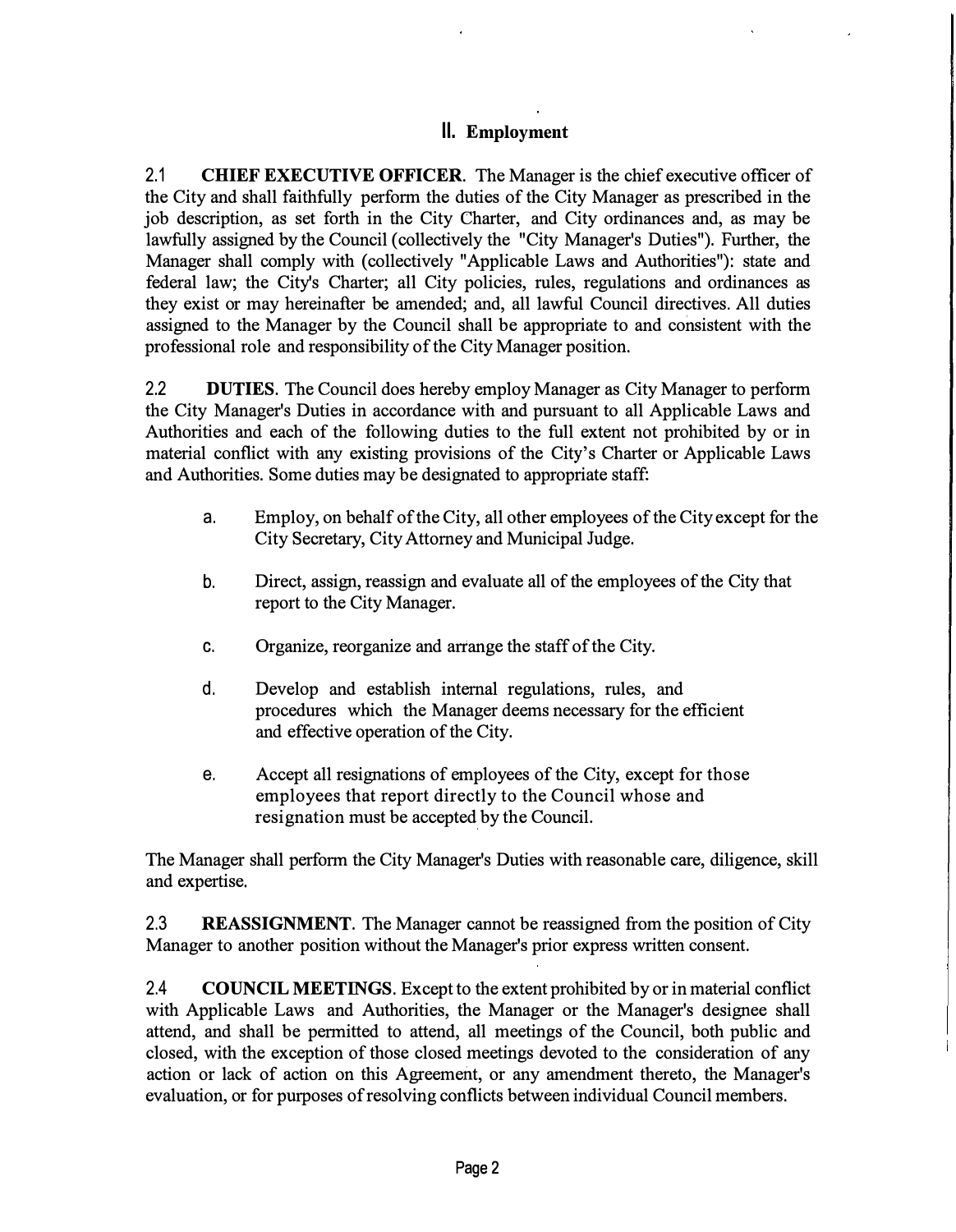## II. Employment

2.1 **CHIEF EXECUTIVE OFFICER**. The Manager is the chief executive officer of the City and shall faithfully perform the duties of the City Manager as prescribed in the job description, as set forth in the City Charter, and City ordinances and, as may be lawfully assigned by the Council (collectively the "City Manager's Duties"). Further, the Manager shall comply with (collectively "Applicable Laws and Authorities"): state and federal law; the City's Charter; all City policies, rules, regulations and ordinances as they exist or may hereinafter be amended; and, all lawful Council directives. All duties assigned to the Manager by the Council shall be appropriate to and consistent with the professional role and responsibility of the City Manager position.

2.2 **DUTIES**. The Council does hereby employ Manager as City Manager to perform the City Manager's Duties in accordance with and pursuant to all Applicable Laws and Authorities and each of the following duties to the full extent not prohibited by or in material conflict with any existing provisions of the City's Charter or Applicable Laws and Authorities. Some duties may be designated to appropriate staff:

a. Employ, on behalf of the City, all other employees of the City except for the City Secretary, City Attorney and Municipal Judge.

b. Direct, assign, reassign and evaluate all of the employees of the City that report to the City Manager.

c. Organize, reorganize and arrange the staff of the City.

d. Develop and establish internal regulations, rules, and procedures which the Manager deems necessary for the efficient and effective operation of the City.

e. Accept all resignations of employees of the City, except for those employees that report directly to the Council whose and resignation must be accepted by the Council.

The Manager shall perform the City Manager's Duties with reasonable care, diligence, skill and expertise.

2.3 **REASSIGNMENT**. The Manager cannot be reassigned from the position of City Manager to another position without the Manager's prior express written consent.

2.4 **COUNCIL MEETINGS**. Except to the extent prohibited by or in material conflict with Applicable Laws and Authorities, the Manager or the Manager's designee shall attend, and shall be permitted to attend, all meetings of the Council, both public and closed, with the exception of those closed meetings devoted to the consideration of any action or lack of action on this Agreement, or any amendment thereto, the Manager's evaluation, or for purposes of resolving conflicts between individual Council members.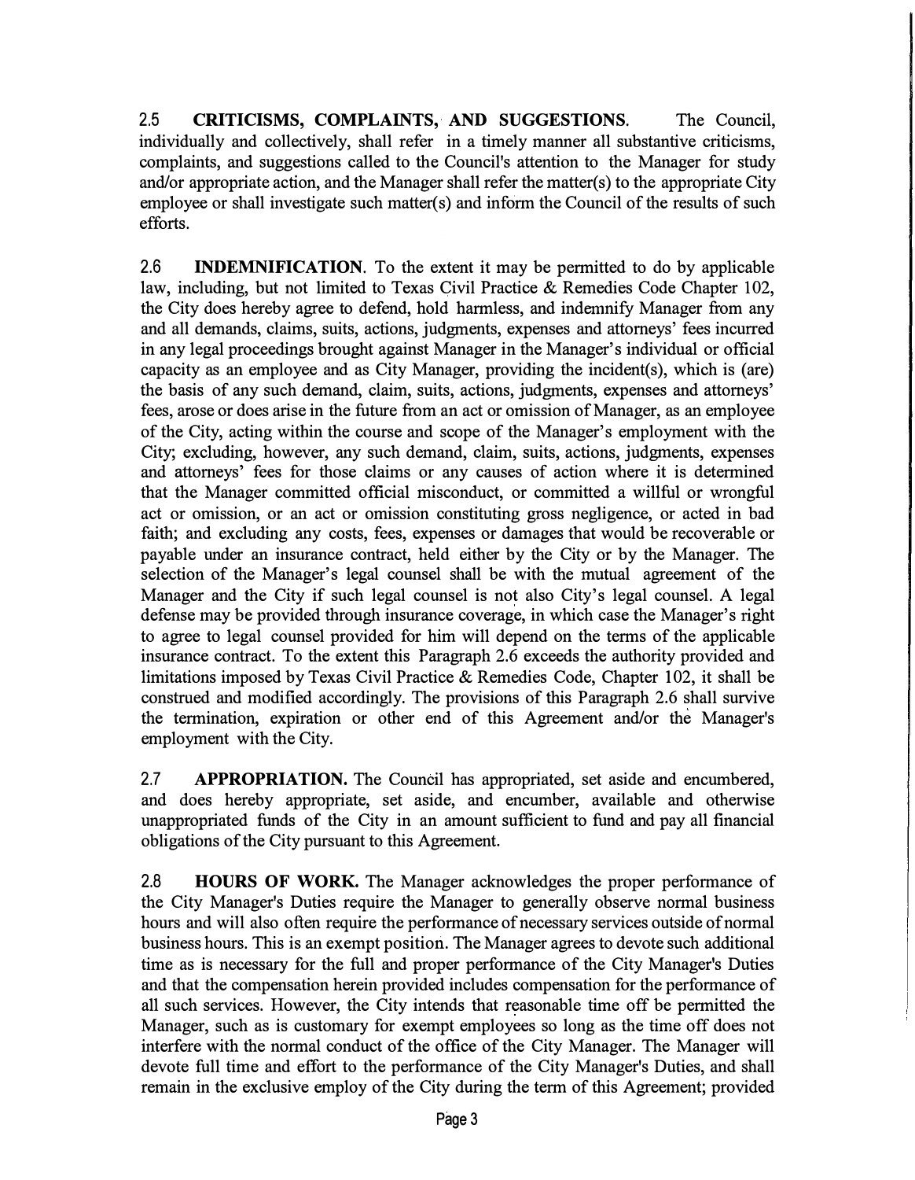2.5 **CRITICISMS, COMPLAINTS, AND SUGGESTIONS**. The Council, individually and collectively, shall refer in a timely manner all substantive criticisms, complaints, and suggestions called to the Council's attention to the Manager for study and/or appropriate action, and the Manager shall refer the matter(s) to the appropriate City employee or shall investigate such matter(s) and inform the Council of the results of such efforts.

2.6 **INDEMNIFICATION**. To the extent it may be permitted to do by applicable law, including, but not limited to Texas Civil Practice & Remedies Code Chapter 102, the City does hereby agree to defend, hold harmless, and indemnify Manager from any and all demands, claims, suits, actions, judgments, expenses and attorneys' fees incurred in any legal proceedings brought against Manager in the Manager's individual or official capacity as an employee and as City Manager, providing the incident(s), which is (are) the basis of any such demand, claim, suits, actions, judgments, expenses and attorneys' fees, arose or does arise in the future from an act or omission of Manager, as an employee of the City, acting within the course and scope of the Manager's employment with the City; excluding, however, any such demand, claim, suits, actions, judgments, expenses and attorneys' fees for those claims or any causes of action where it is determined that the Manager committed official misconduct, or committed a willful or wrongful act or omission, or an act or omission constituting gross negligence, or acted in bad faith; and excluding any costs, fees, expenses or damages that would be recoverable or payable under an insurance contract, held either by the City or by the Manager. The selection of the Manager's legal counsel shall be with the mutual agreement of the Manager and the City if such legal counsel is not also City's legal counsel. A legal defense may be provided through insurance coverage, in which case the Manager's right to agree to legal counsel provided for him will depend on the terms of the applicable insurance contract. To the extent this Paragraph 2.6 exceeds the authority provided and limitations imposed by Texas Civil Practice & Remedies Code, Chapter 102, it shall be construed and modified accordingly. The provisions of this Paragraph 2.6 shall survive the termination, expiration or other end of this Agreement and/or the Manager's employment with the City.

2.7 **APPROPRIATION.** The Council has appropriated, set aside and encumbered, and does hereby appropriate, set aside, and encumber, available and otherwise unappropriated funds of the City in an amount sufficient to fund and pay all financial obligations of the City pursuant to this Agreement.

2.8 **HOURS OF WORK.** The Manager acknowledges the proper performance of the City Manager's Duties require the Manager to generally observe normal business hours and will also often require the performance of necessary services outside of normal business hours. This is an exempt position. The Manager agrees to devote such additional time as is necessary for the full and proper performance of the City Manager's Duties and that the compensation herein provided includes compensation for the performance of all such services. However, the City intends that reasonable time off be permitted the Manager, such as is customary for exempt employees so long as the time off does not interfere with the normal conduct of the office of the City Manager. The Manager will devote full time and effort to the performance of the City Manager's Duties, and shall remain in the exclusive employ of the City during the term of this Agreement; provided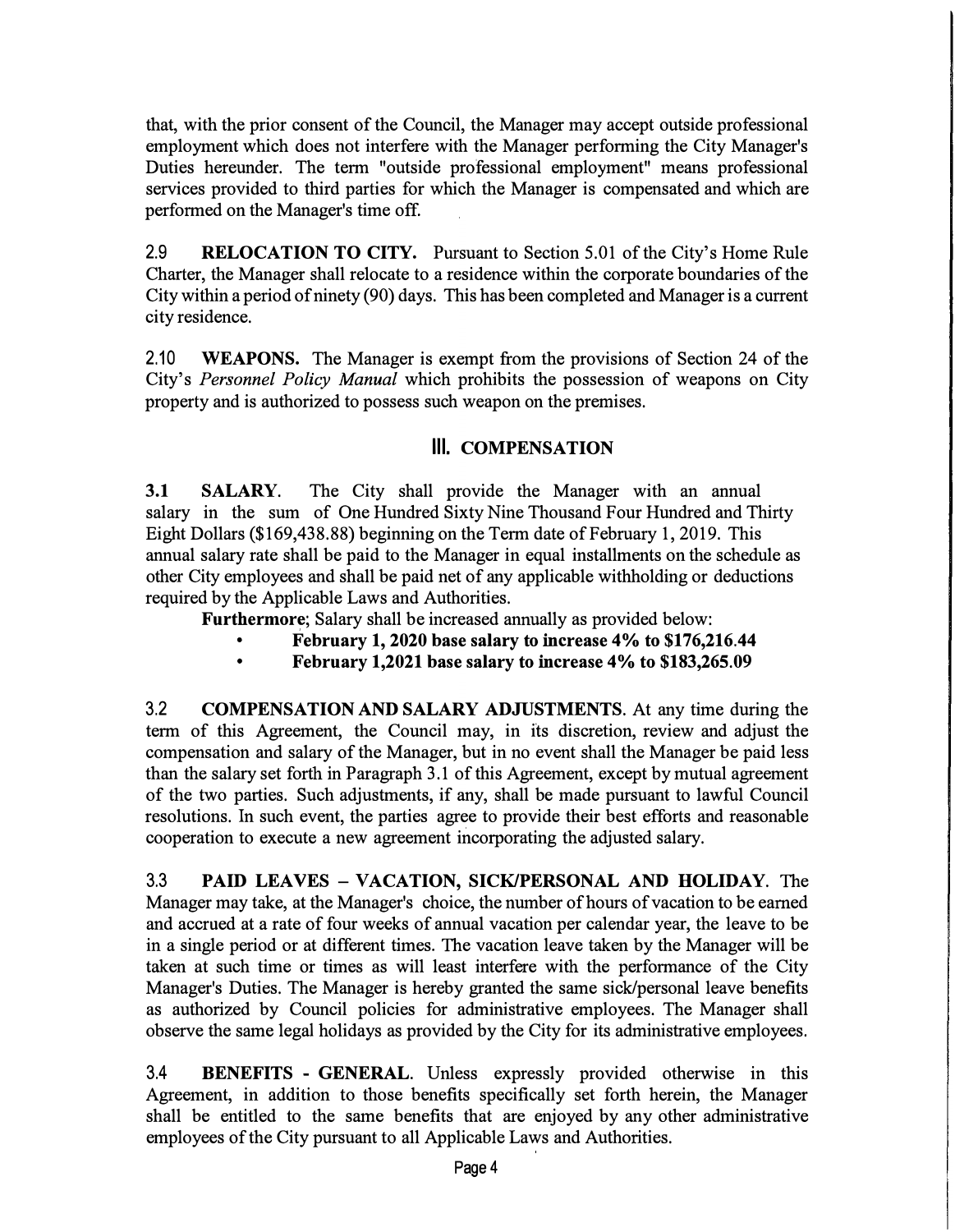that, with the prior consent of the Council, the Manager may accept outside professional employment which does not interfere with the Manager performing the City Manager's Duties hereunder. The term "outside professional employment" means professional services provided to third parties for which the Manager is compensated and which are performed on the Manager's time off.

2.9 **RELOCATION TO CITY.** Pursuant to Section 5.01 of the City's Home Rule Charter, the Manager shall relocate to a residence within the corporate boundaries of the City within a period of ninety (90) days. This has been completed and Manager is a current city residence.

2.10 **WEAPONS.** The Manager is exempt from the provisions of Section 24 of the City's *Personnel Policy Manual* which prohibits the possession of weapons on City property and is authorized to possess such weapon on the premises.

## III. COMPENSATION

**3.1 SALARY.** The City shall provide the Manager with an annual salary in the sum of One Hundred Sixty Nine Thousand Four Hundred and Thirty Eight Dollars ($169,438.88) beginning on the Term date of February 1, 2019. This annual salary rate shall be paid to the Manager in equal installments on the schedule as other City employees and shall be paid net of any applicable withholding or deductions required by the Applicable Laws and Authorities.

**Furthermore**; Salary shall be increased annually as provided below:

- **February 1, 2020 base salary to increase 4% to $176,216.44**
- **February 1,2021 base salary to increase 4% to $183,265.09**

3.2 **COMPENSATION AND SALARY ADJUSTMENTS**. At any time during the term of this Agreement, the Council may, in its discretion, review and adjust the compensation and salary of the Manager, but in no event shall the Manager be paid less than the salary set forth in Paragraph 3.1 of this Agreement, except by mutual agreement of the two parties. Such adjustments, if any, shall be made pursuant to lawful Council resolutions. In such event, the parties agree to provide their best efforts and reasonable cooperation to execute a new agreement incorporating the adjusted salary.

3.3 **PAID LEAVES – VACATION, SICK/PERSONAL AND HOLIDAY**. The Manager may take, at the Manager's choice, the number of hours of vacation to be earned and accrued at a rate of four weeks of annual vacation per calendar year, the leave to be in a single period or at different times. The vacation leave taken by the Manager will be taken at such time or times as will least interfere with the performance of the City Manager's Duties. The Manager is hereby granted the same sick/personal leave benefits as authorized by Council policies for administrative employees. The Manager shall observe the same legal holidays as provided by the City for its administrative employees.

3.4 **BENEFITS - GENERAL**. Unless expressly provided otherwise in this Agreement, in addition to those benefits specifically set forth herein, the Manager shall be entitled to the same benefits that are enjoyed by any other administrative employees of the City pursuant to all Applicable Laws and Authorities.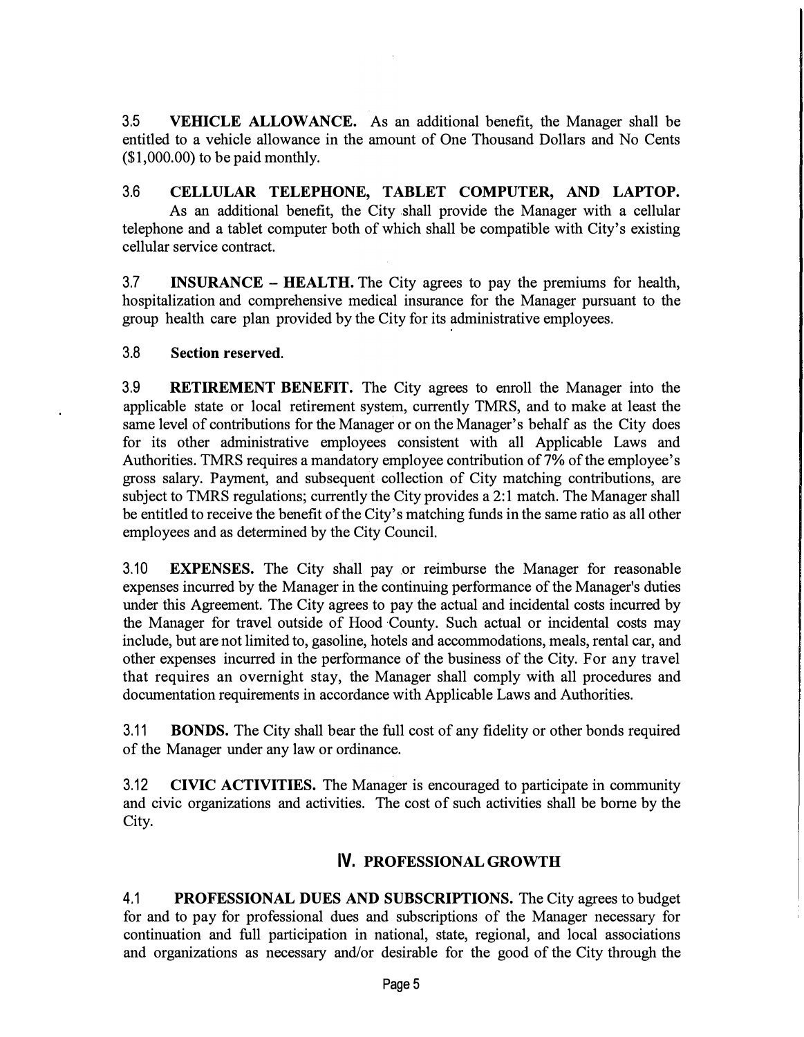3.5 **VEHICLE ALLOWANCE.** As an additional benefit, the Manager shall be entitled to a vehicle allowance in the amount of One Thousand Dollars and No Cents ($1,000.00) to be paid monthly.

3.6 **CELLULAR TELEPHONE, TABLET COMPUTER, AND LAPTOP.** As an additional benefit, the City shall provide the Manager with a cellular telephone and a tablet computer both of which shall be compatible with City's existing cellular service contract.

3.7 **INSURANCE – HEALTH.** The City agrees to pay the premiums for health, hospitalization and comprehensive medical insurance for the Manager pursuant to the group health care plan provided by the City for its administrative employees.

3.8 **Section reserved.**

3.9 **RETIREMENT BENEFIT.** The City agrees to enroll the Manager into the applicable state or local retirement system, currently TMRS, and to make at least the same level of contributions for the Manager or on the Manager's behalf as the City does for its other administrative employees consistent with all Applicable Laws and Authorities. TMRS requires a mandatory employee contribution of 7% of the employee's gross salary. Payment, and subsequent collection of City matching contributions, are subject to TMRS regulations; currently the City provides a 2:1 match. The Manager shall be entitled to receive the benefit of the City's matching funds in the same ratio as all other employees and as determined by the City Council.

3.10 **EXPENSES.** The City shall pay or reimburse the Manager for reasonable expenses incurred by the Manager in the continuing performance of the Manager's duties under this Agreement. The City agrees to pay the actual and incidental costs incurred by the Manager for travel outside of Hood County. Such actual or incidental costs may include, but are not limited to, gasoline, hotels and accommodations, meals, rental car, and other expenses incurred in the performance of the business of the City. For any travel that requires an overnight stay, the Manager shall comply with all procedures and documentation requirements in accordance with Applicable Laws and Authorities.

3.11 **BONDS.** The City shall bear the full cost of any fidelity or other bonds required of the Manager under any law or ordinance.

3.12 **CIVIC ACTIVITIES.** The Manager is encouraged to participate in community and civic organizations and activities. The cost of such activities shall be borne by the City.

## IV. PROFESSIONAL GROWTH

4.1 **PROFESSIONAL DUES AND SUBSCRIPTIONS.** The City agrees to budget for and to pay for professional dues and subscriptions of the Manager necessary for continuation and full participation in national, state, regional, and local associations and organizations as necessary and/or desirable for the good of the City through the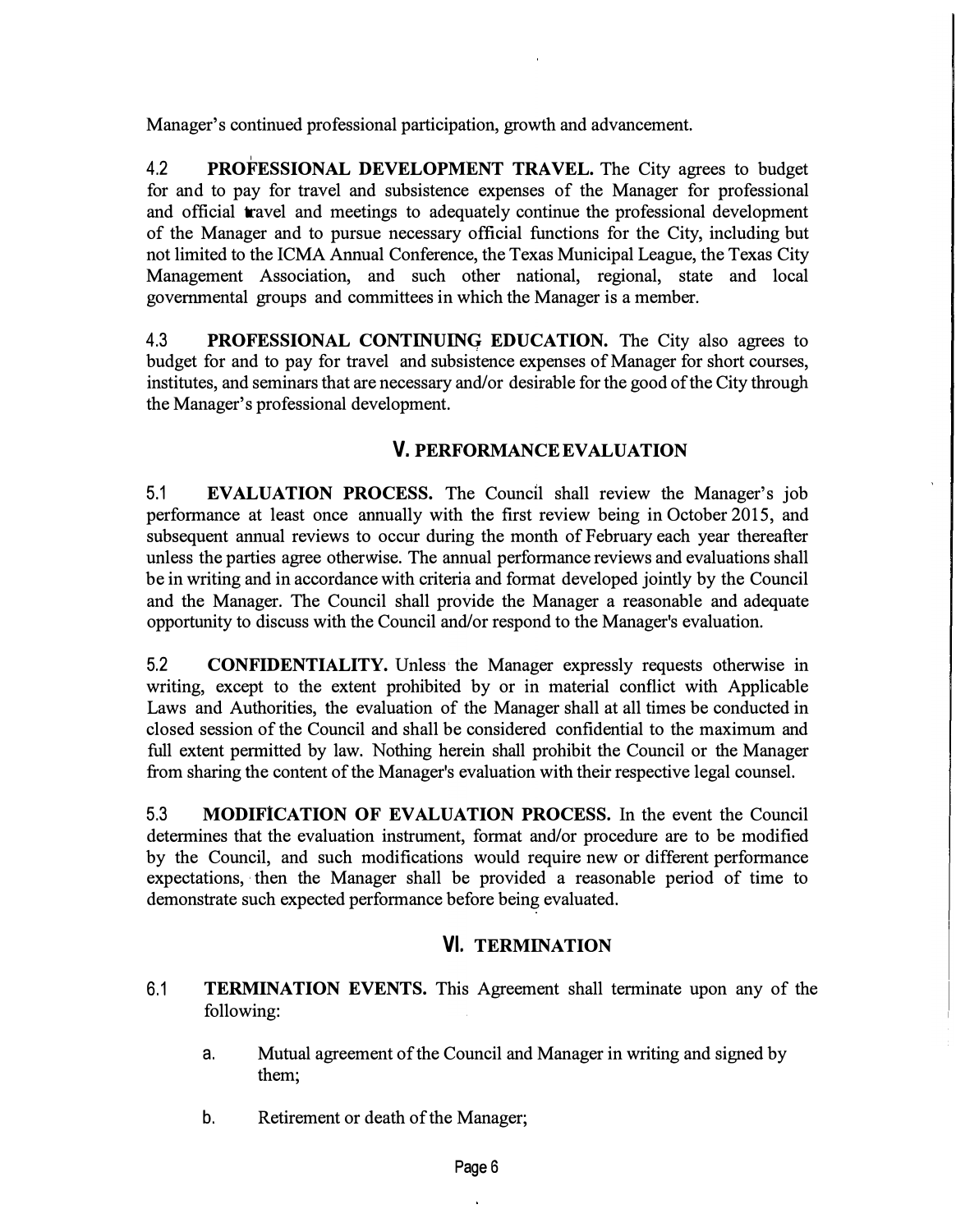Manager's continued professional participation, growth and advancement.

4.2 **PROFESSIONAL DEVELOPMENT TRAVEL.** The City agrees to budget for and to pay for travel and subsistence expenses of the Manager for professional and official travel and meetings to adequately continue the professional development of the Manager and to pursue necessary official functions for the City, including but not limited to the ICMA Annual Conference, the Texas Municipal League, the Texas City Management Association, and such other national, regional, state and local governmental groups and committees in which the Manager is a member.

4.3 **PROFESSIONAL CONTINUING EDUCATION.** The City also agrees to budget for and to pay for travel and subsistence expenses of Manager for short courses, institutes, and seminars that are necessary and/or desirable for the good of the City through the Manager's professional development.

## V. PERFORMANCE EVALUATION

5.1 **EVALUATION PROCESS.** The Council shall review the Manager's job performance at least once annually with the first review being in October 2015, and subsequent annual reviews to occur during the month of February each year thereafter unless the parties agree otherwise. The annual performance reviews and evaluations shall be in writing and in accordance with criteria and format developed jointly by the Council and the Manager. The Council shall provide the Manager a reasonable and adequate opportunity to discuss with the Council and/or respond to the Manager's evaluation.

5.2 **CONFIDENTIALITY.** Unless the Manager expressly requests otherwise in writing, except to the extent prohibited by or in material conflict with Applicable Laws and Authorities, the evaluation of the Manager shall at all times be conducted in closed session of the Council and shall be considered confidential to the maximum and full extent permitted by law. Nothing herein shall prohibit the Council or the Manager from sharing the content of the Manager's evaluation with their respective legal counsel.

5.3 **MODIFICATION OF EVALUATION PROCESS.** In the event the Council determines that the evaluation instrument, format and/or procedure are to be modified by the Council, and such modifications would require new or different performance expectations, then the Manager shall be provided a reasonable period of time to demonstrate such expected performance before being evaluated.

## VI. TERMINATION

6.1 **TERMINATION EVENTS.** This Agreement shall terminate upon any of the following:

a. Mutual agreement of the Council and Manager in writing and signed by them;

b. Retirement or death of the Manager;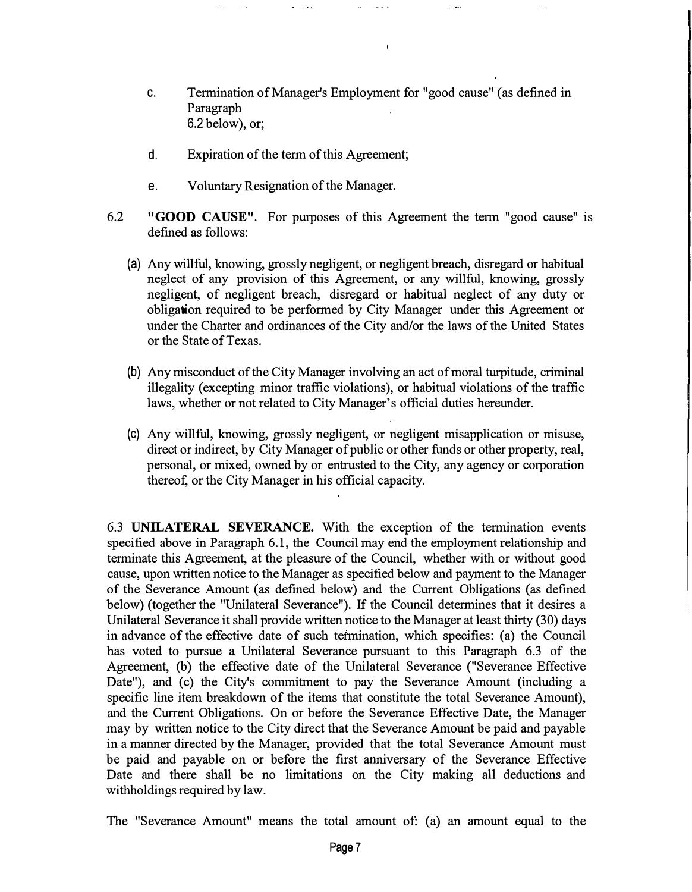c. Termination of Manager's Employment for "good cause" (as defined in Paragraph 6.2 below), or;

d. Expiration of the term of this Agreement;

e. Voluntary Resignation of the Manager.

6.2 **"GOOD CAUSE"**. For purposes of this Agreement the term "good cause" is defined as follows:

(a) Any willful, knowing, grossly negligent, or negligent breach, disregard or habitual neglect of any provision of this Agreement, or any willful, knowing, grossly negligent, of negligent breach, disregard or habitual neglect of any duty or obligation required to be performed by City Manager under this Agreement or under the Charter and ordinances of the City and/or the laws of the United States or the State of Texas.

(b) Any misconduct of the City Manager involving an act of moral turpitude, criminal illegality (excepting minor traffic violations), or habitual violations of the traffic laws, whether or not related to City Manager's official duties hereunder.

(c) Any willful, knowing, grossly negligent, or negligent misapplication or misuse, direct or indirect, by City Manager of public or other funds or other property, real, personal, or mixed, owned by or entrusted to the City, any agency or corporation thereof, or the City Manager in his official capacity.

6.3 **UNILATERAL SEVERANCE.** With the exception of the termination events specified above in Paragraph 6.1, the Council may end the employment relationship and terminate this Agreement, at the pleasure of the Council, whether with or without good cause, upon written notice to the Manager as specified below and payment to the Manager of the Severance Amount (as defined below) and the Current Obligations (as defined below) (together the "Unilateral Severance"). If the Council determines that it desires a Unilateral Severance it shall provide written notice to the Manager at least thirty (30) days in advance of the effective date of such termination, which specifies: (a) the Council has voted to pursue a Unilateral Severance pursuant to this Paragraph 6.3 of the Agreement, (b) the effective date of the Unilateral Severance ("Severance Effective Date"), and (c) the City's commitment to pay the Severance Amount (including a specific line item breakdown of the items that constitute the total Severance Amount), and the Current Obligations. On or before the Severance Effective Date, the Manager may by written notice to the City direct that the Severance Amount be paid and payable in a manner directed by the Manager, provided that the total Severance Amount must be paid and payable on or before the first anniversary of the Severance Effective Date and there shall be no limitations on the City making all deductions and withholdings required by law.

The "Severance Amount" means the total amount of: (a) an amount equal to the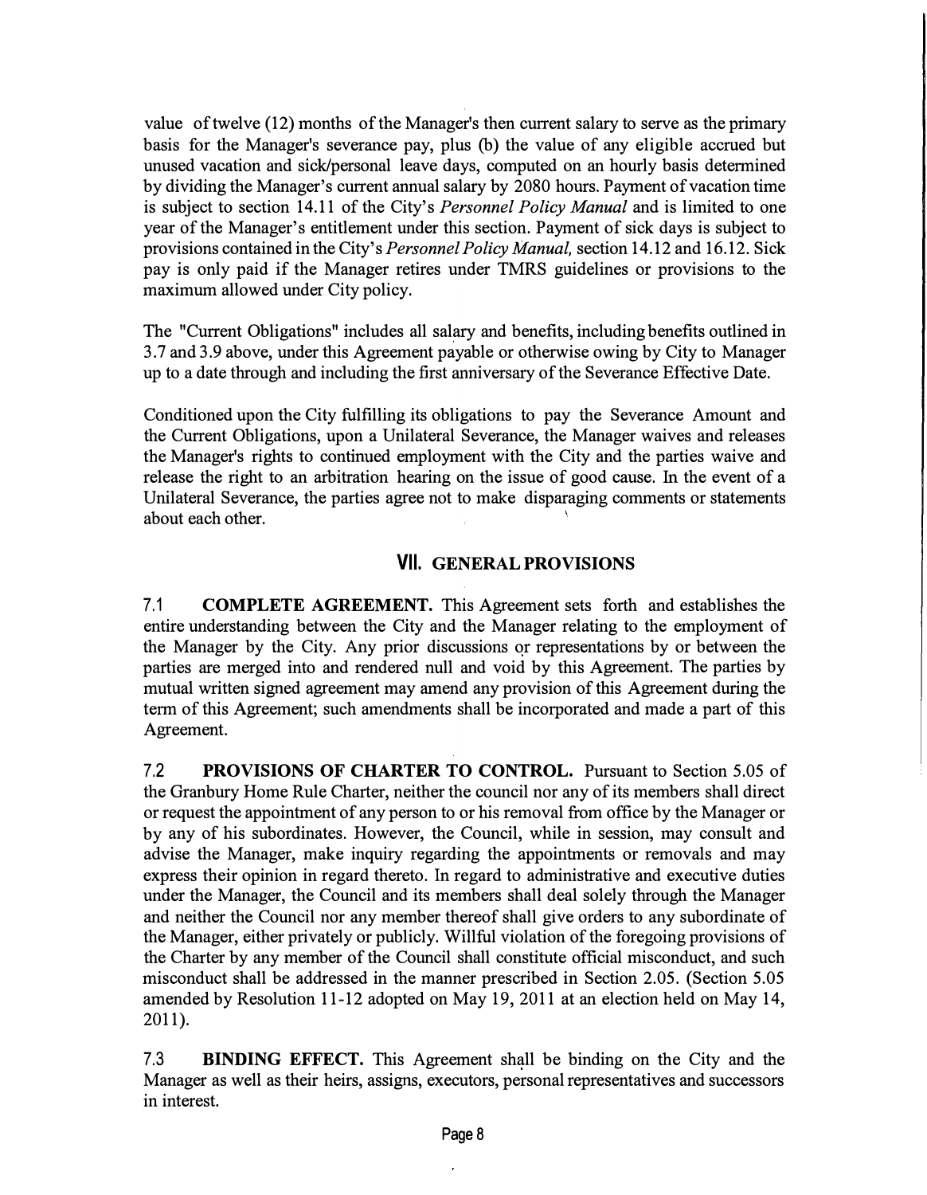value of twelve (12) months of the Manager's then current salary to serve as the primary basis for the Manager's severance pay, plus (b) the value of any eligible accrued but unused vacation and sick/personal leave days, computed on an hourly basis determined by dividing the Manager's current annual salary by 2080 hours. Payment of vacation time is subject to section 14.11 of the City's *Personnel Policy Manual* and is limited to one year of the Manager's entitlement under this section. Payment of sick days is subject to provisions contained in the City's *Personnel Policy Manual,* section 14.12 and 16.12. Sick pay is only paid if the Manager retires under TMRS guidelines or provisions to the maximum allowed under City policy.

The "Current Obligations" includes all salary and benefits, including benefits outlined in 3.7 and 3.9 above, under this Agreement payable or otherwise owing by City to Manager up to a date through and including the first anniversary of the Severance Effective Date.

Conditioned upon the City fulfilling its obligations to pay the Severance Amount and the Current Obligations, upon a Unilateral Severance, the Manager waives and releases the Manager's rights to continued employment with the City and the parties waive and release the right to an arbitration hearing on the issue of good cause. In the event of a Unilateral Severance, the parties agree not to make disparaging comments or statements about each other.

## VII. GENERAL PROVISIONS

7.1 **COMPLETE AGREEMENT.** This Agreement sets forth and establishes the entire understanding between the City and the Manager relating to the employment of the Manager by the City. Any prior discussions or representations by or between the parties are merged into and rendered null and void by this Agreement. The parties by mutual written signed agreement may amend any provision of this Agreement during the term of this Agreement; such amendments shall be incorporated and made a part of this Agreement.

7.2 **PROVISIONS OF CHARTER TO CONTROL.** Pursuant to Section 5.05 of the Granbury Home Rule Charter, neither the council nor any of its members shall direct or request the appointment of any person to or his removal from office by the Manager or by any of his subordinates. However, the Council, while in session, may consult and advise the Manager, make inquiry regarding the appointments or removals and may express their opinion in regard thereto. In regard to administrative and executive duties under the Manager, the Council and its members shall deal solely through the Manager and neither the Council nor any member thereof shall give orders to any subordinate of the Manager, either privately or publicly. Willful violation of the foregoing provisions of the Charter by any member of the Council shall constitute official misconduct, and such misconduct shall be addressed in the manner prescribed in Section 2.05. (Section 5.05 amended by Resolution 11-12 adopted on May 19, 2011 at an election held on May 14, 2011).

7.3 **BINDING EFFECT.** This Agreement shall be binding on the City and the Manager as well as their heirs, assigns, executors, personal representatives and successors in interest.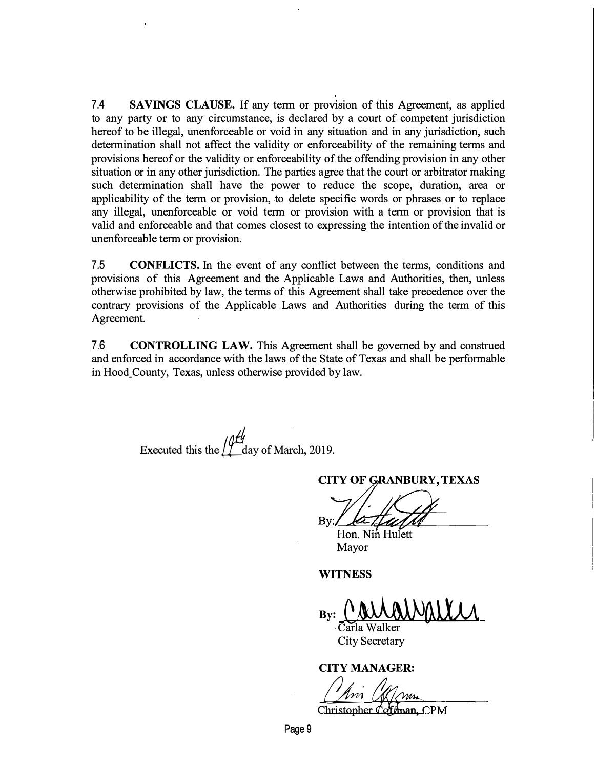7.4 **SAVINGS CLAUSE.** If any term or provision of this Agreement, as applied to any party or to any circumstance, is declared by a court of competent jurisdiction hereof to be illegal, unenforceable or void in any situation and in any jurisdiction, such determination shall not affect the validity or enforceability of the remaining terms and provisions hereof or the validity or enforceability of the offending provision in any other situation or in any other jurisdiction. The parties agree that the court or arbitrator making such determination shall have the power to reduce the scope, duration, area or applicability of the term or provision, to delete specific words or phrases or to replace any illegal, unenforceable or void term or provision with a term or provision that is valid and enforceable and that comes closest to expressing the intention of the invalid or unenforceable term or provision.

7.5 **CONFLICTS.** In the event of any conflict between the terms, conditions and provisions of this Agreement and the Applicable Laws and Authorities, then, unless otherwise prohibited by law, the terms of this Agreement shall take precedence over the contrary provisions of the Applicable Laws and Authorities during the term of this Agreement.

7.6 **CONTROLLING LAW.** This Agreement shall be governed by and construed and enforced in accordance with the laws of the State of Texas and shall be performable in Hood County, Texas, unless otherwise provided by law.

Executed this the 19th day of March, 2019.

**CITY OF GRANBURY, TEXAS**

By: ______________________
Hon. Nin Hulett
Mayor

**WITNESS**

**By:** ______________________
Carla Walker
City Secretary

**CITY MANAGER:**

______________________
Christopher Coffman, CPM